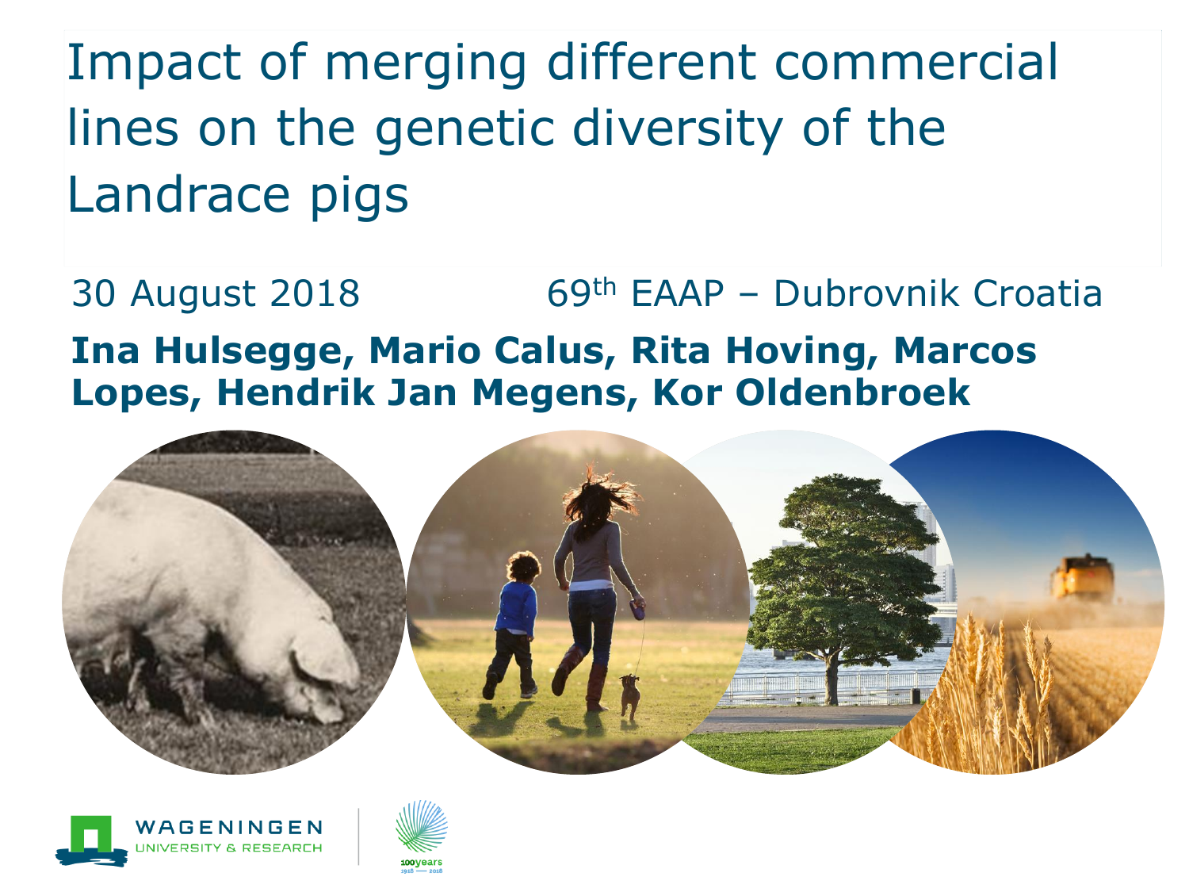# Impact of merging different commercial lines on the genetic diversity of the Landrace pigs

30 August 2018

69th EAAP – Dubrovnik Croatia

**Ina Hulsegge, Mario Calus, Rita Hoving, Marcos Lopes, Hendrik Jan Megens, Kor Oldenbroek**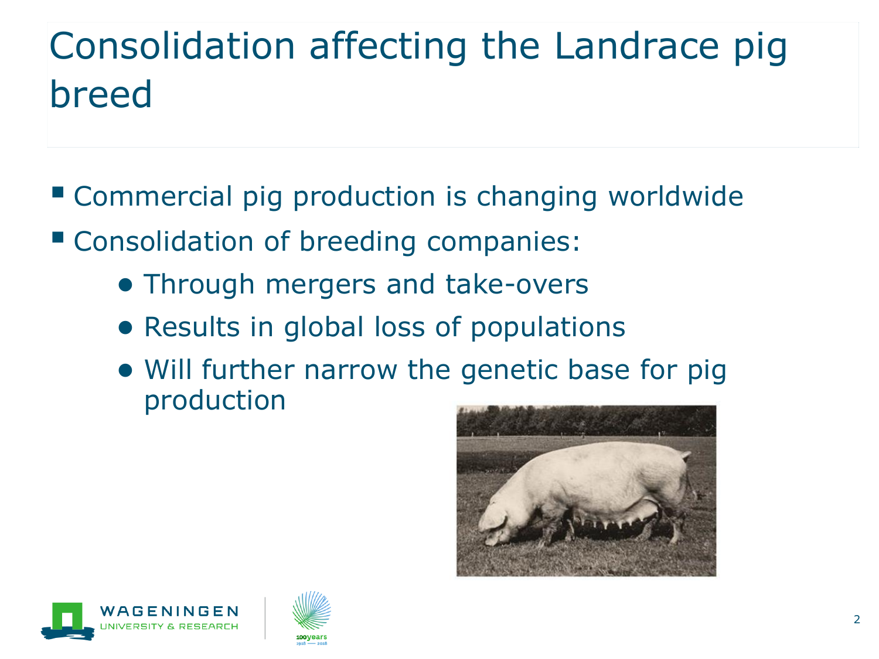# Consolidation affecting the Landrace pig breed

- Commercial pig production is changing worldwide
- Consolidation of breeding companies:
  - Through mergers and take-overs
  - Results in global loss of populations
  - Will further narrow the genetic base for pig production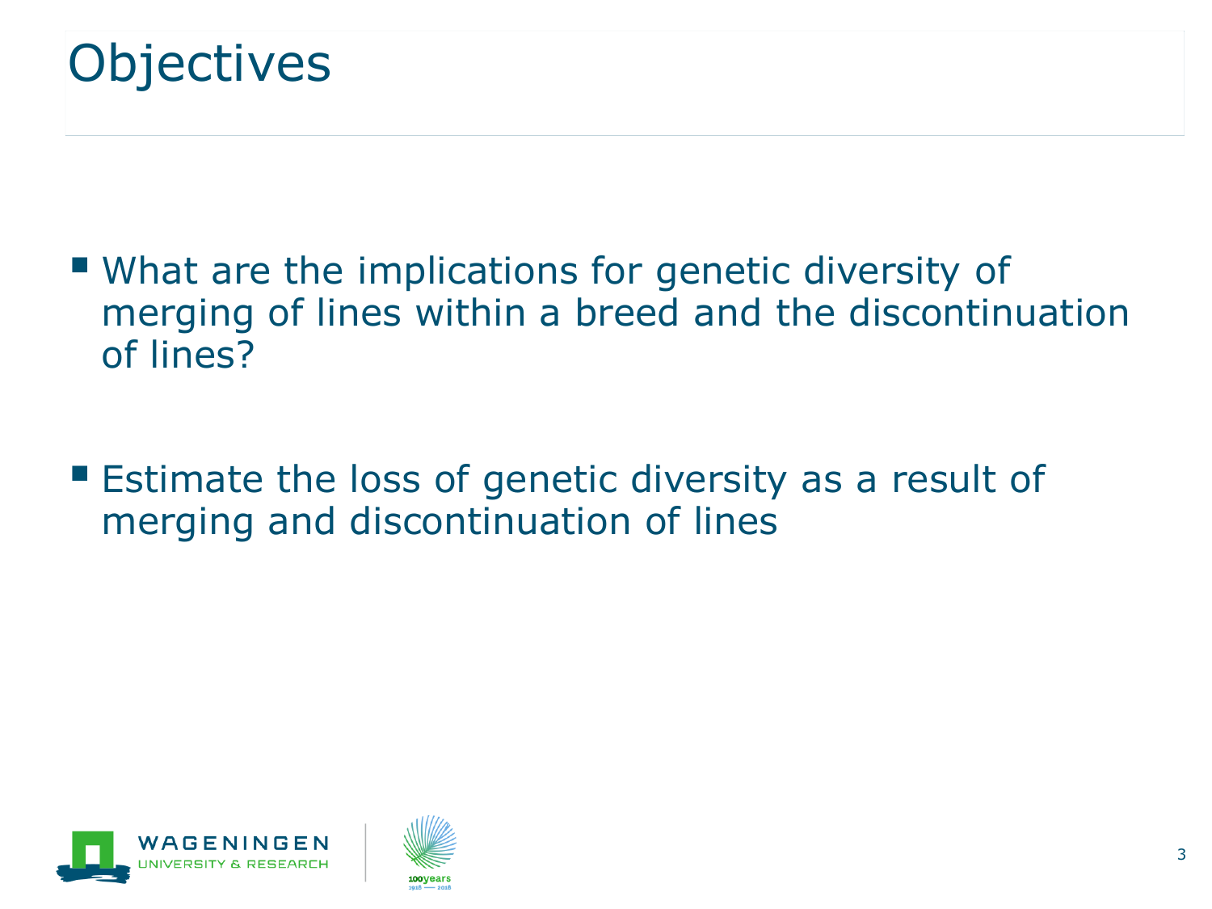# Objectives

- What are the implications for genetic diversity of merging of lines within a breed and the discontinuation of lines?

- Estimate the loss of genetic diversity as a result of merging and discontinuation of lines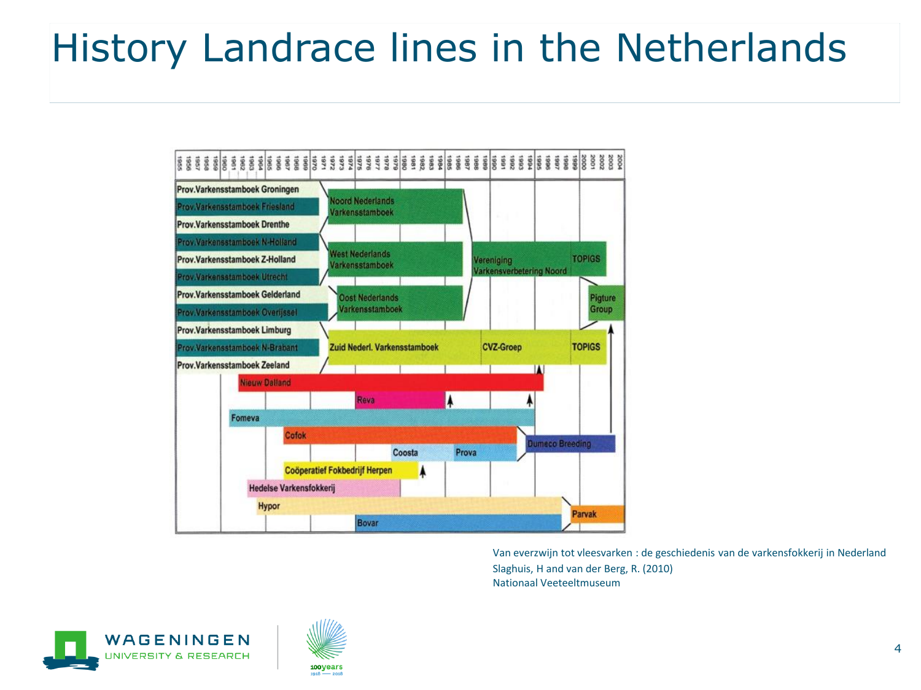# History Landrace lines in the Netherlands

| Period | Organisation |
|---|---|
| 1955–1970 | Prov.Varkensstamboek Groningen |
| 1955–1970 | Prov.Varkensstamboek Friesland |
| 1955–1970 | Prov.Varkensstamboek Drenthe |
| 1971–1986 | Noord Nederlands Varkensstamboek |
| 1955–1970 | Prov.Varkensstamboek N-Holland |
| 1955–1970 | Prov.Varkensstamboek Z-Holland |
| 1955–1970 | Prov.Varkensstamboek Utrecht |
| 1971–1986 | West Nederlands Varkensstamboek |
| 1955–1970 | Prov.Varkensstamboek Gelderland |
| 1955–1971 | Prov.Varkensstamboek Overijssel |
| 1972–1986 | Oost Nederlands Varkensstamboek |
| 1988–1999 | Vereniging Varkensverbetering Noord |
| 2000–2002 | TOPIGS |
| 2002–2004 | Pigture Group |
| 1955–1970 | Prov.Varkensstamboek Limburg |
| 1955–1970 | Prov.Varkensstamboek N-Brabant |
| 1955–1970 | Prov.Varkensstamboek Zeeland |
| 1971–1987 | Zuid Nederl. Varkensstamboek |
| 1988–1999 | CVZ-Groep |
| 2000–2002 | TOPIGS |
| 1960–1995 | Nieuw Dalland |
| 1975–1984 | Reva |
| 1959–1994 | Fomeva |
| 1966–1993 | Cofok |
| 1974–1980 | Coosta |
| 1981–1993 | Prova |
| 1994–2003 | Dumeco Breeding |
| 1966–1981 | Coöperatief Fokbedrijf Herpen |
| 1961–1979 | Hedelse Varkensfokkerij |
| 1962–1998 | Hypor |
| 1975–1998 | Bovar |
| 2000–2004 | Parvak |

Van everzwijn tot vleesvarken : de geschiedenis van de varkensfokkerij in Nederland
Slaghuis, H and van der Berg, R. (2010)
Nationaal Veeteeltmuseum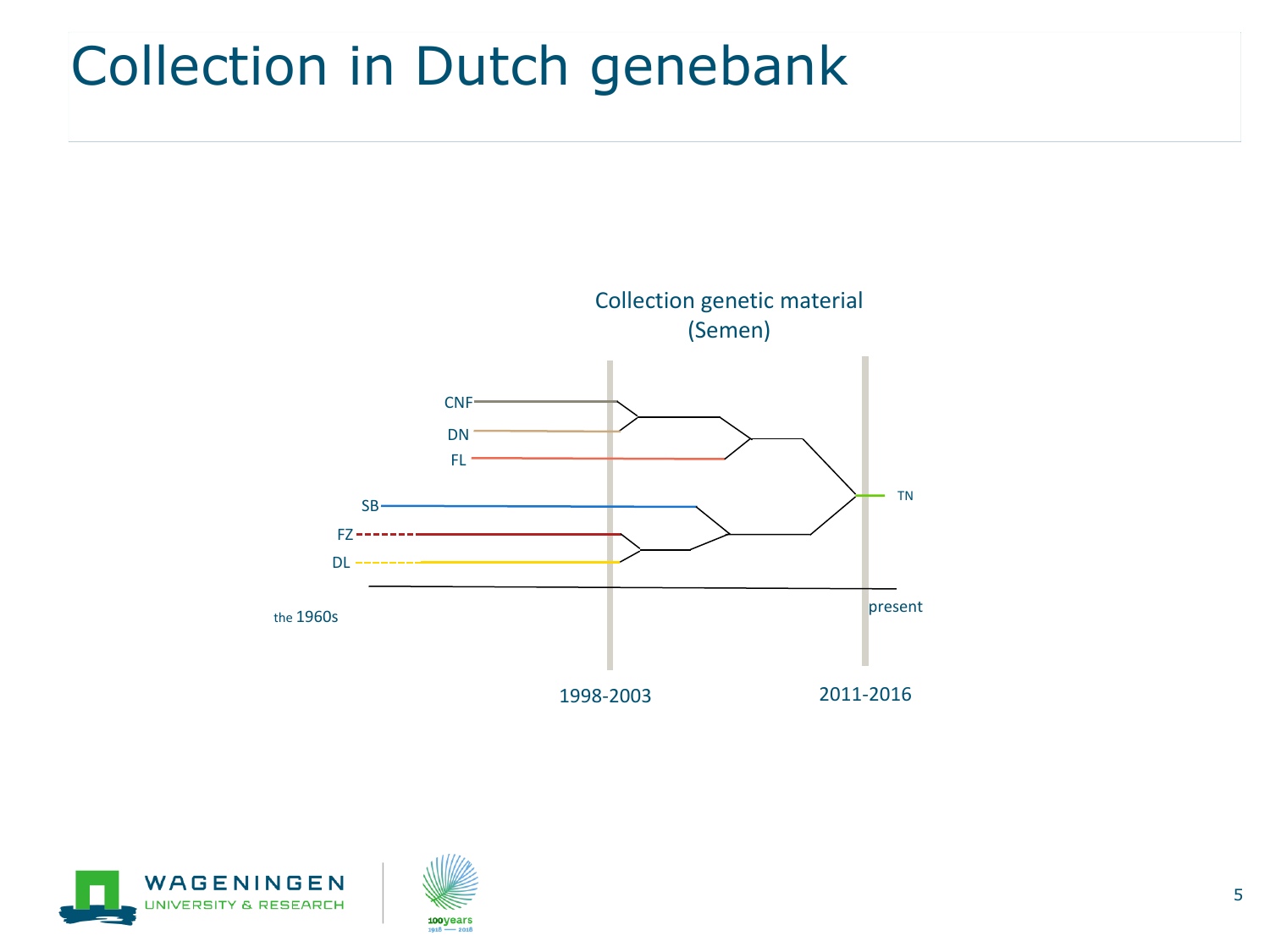# Collection in Dutch genebank

Collection genetic material
(Semen)

CNF

DN

FL

SB

FZ

DL

TN

the 1960s

present

1998-2003

2011-2016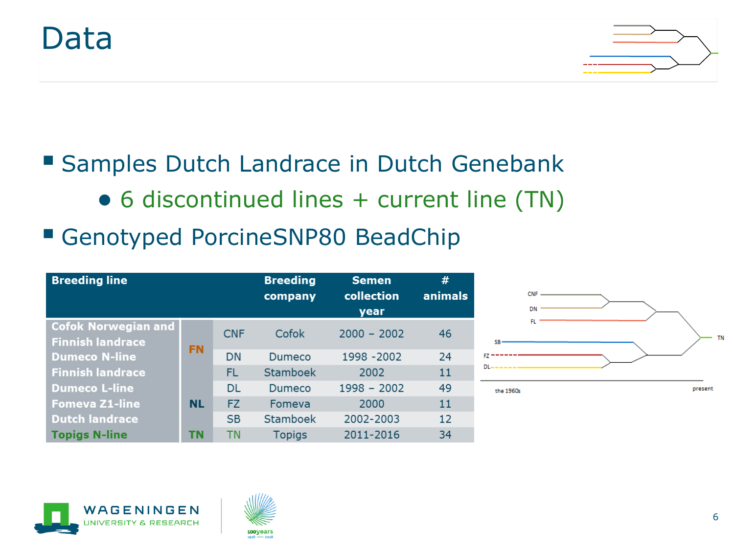# Data

- Samples Dutch Landrace in Dutch Genebank
  - 6 discontinued lines + current line (TN)
- Genotyped PorcineSNP80 BeadChip

| Breeding line | | | Breeding company | Semen collection year | # animals |
|---|---|---|---|---|---|
| Cofok Norwegian and Finnish landrace | FN | CNF | Cofok | 2000 – 2002 | 46 |
| Dumeco N-line | | DN | Dumeco | 1998 -2002 | 24 |
| Finnish landrace | | FL | Stamboek | 2002 | 11 |
| Dumeco L-line | NL | DL | Dumeco | 1998 – 2002 | 49 |
| Fomeva Z1-line | | FZ | Fomeva | 2000 | 11 |
| Dutch landrace | | SB | Stamboek | 2002-2003 | 12 |
| Topigs N-line | TN | TN | Topigs | 2011-2016 | 34 |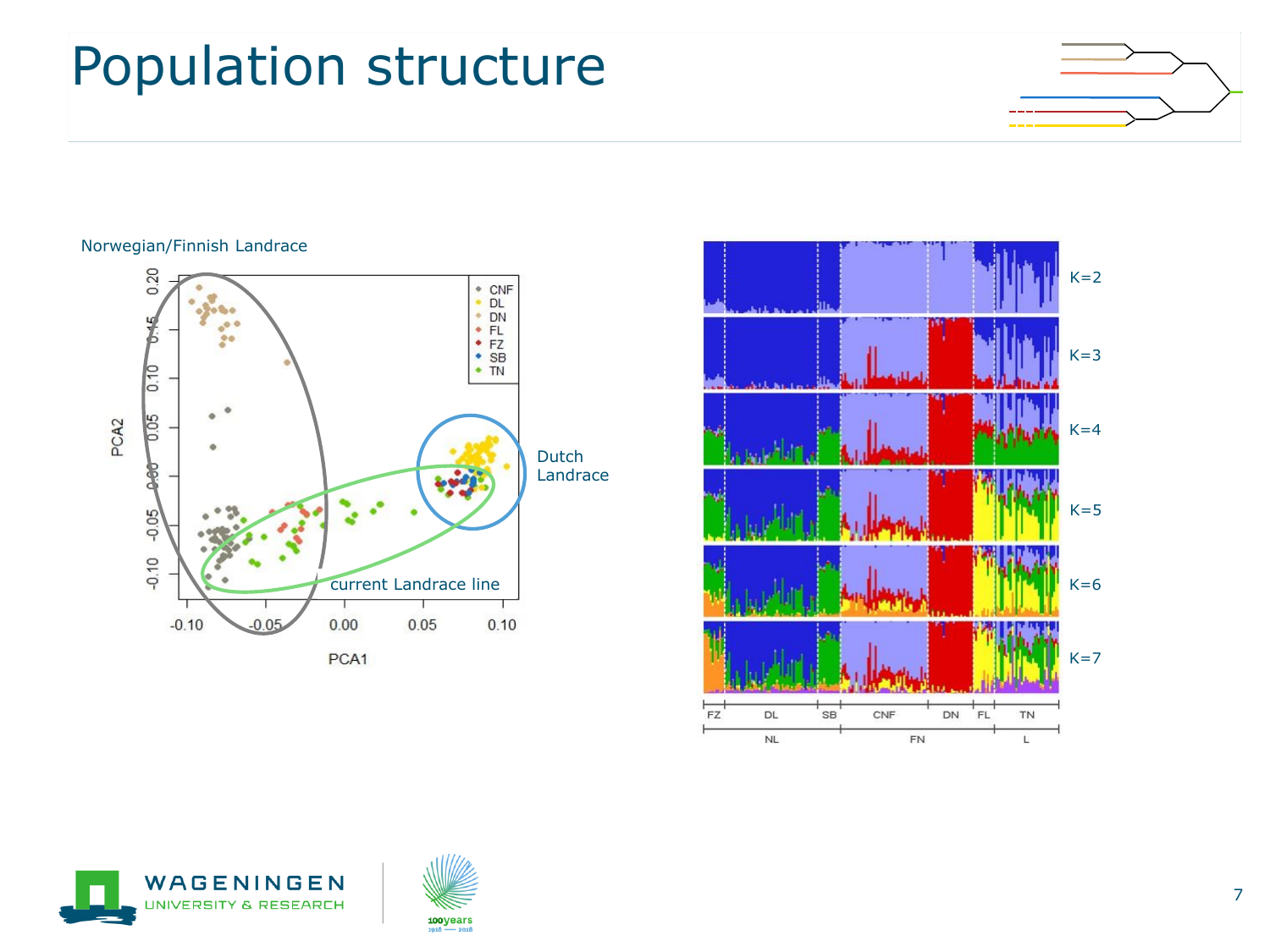# Population structure

Norwegian/Finnish Landrace

Dutch Landrace

current Landrace line

PCA1

PCA2

CNF
DL
DN
FL
FZ
SB
TN

K=2

K=3

K=4

K=5

K=6

K=7

FZ DL SB CNF DN FL TN

NL FN L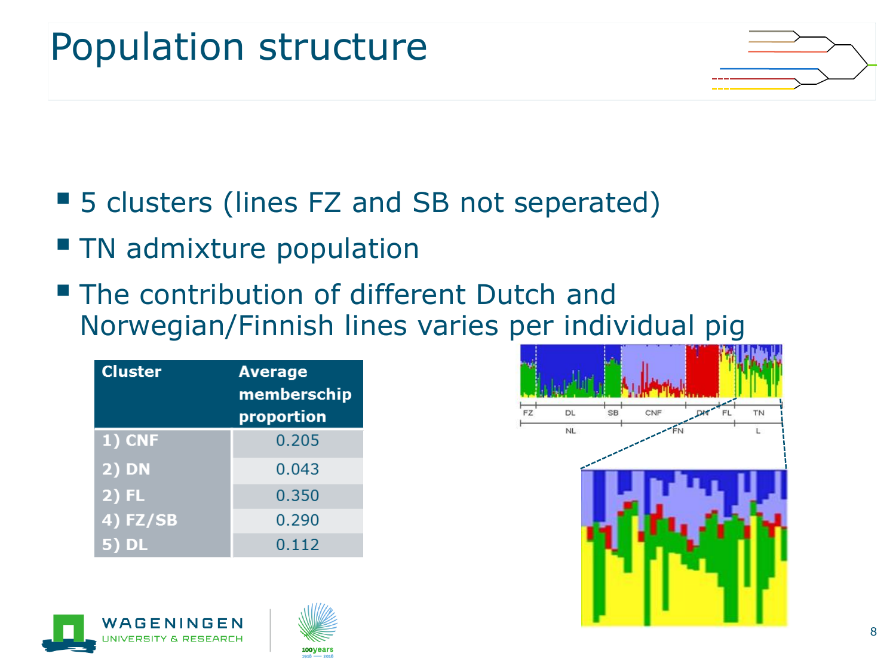# Population structure

- 5 clusters (lines FZ and SB not seperated)
- TN admixture population
- The contribution of different Dutch and Norwegian/Finnish lines varies per individual pig

| Cluster | Average memberschip proportion |
|---|---|
| 1) CNF | 0.205 |
| 2) DN | 0.043 |
| 2) FL | 0.350 |
| 4) FZ/SB | 0.290 |
| 5) DL | 0.112 |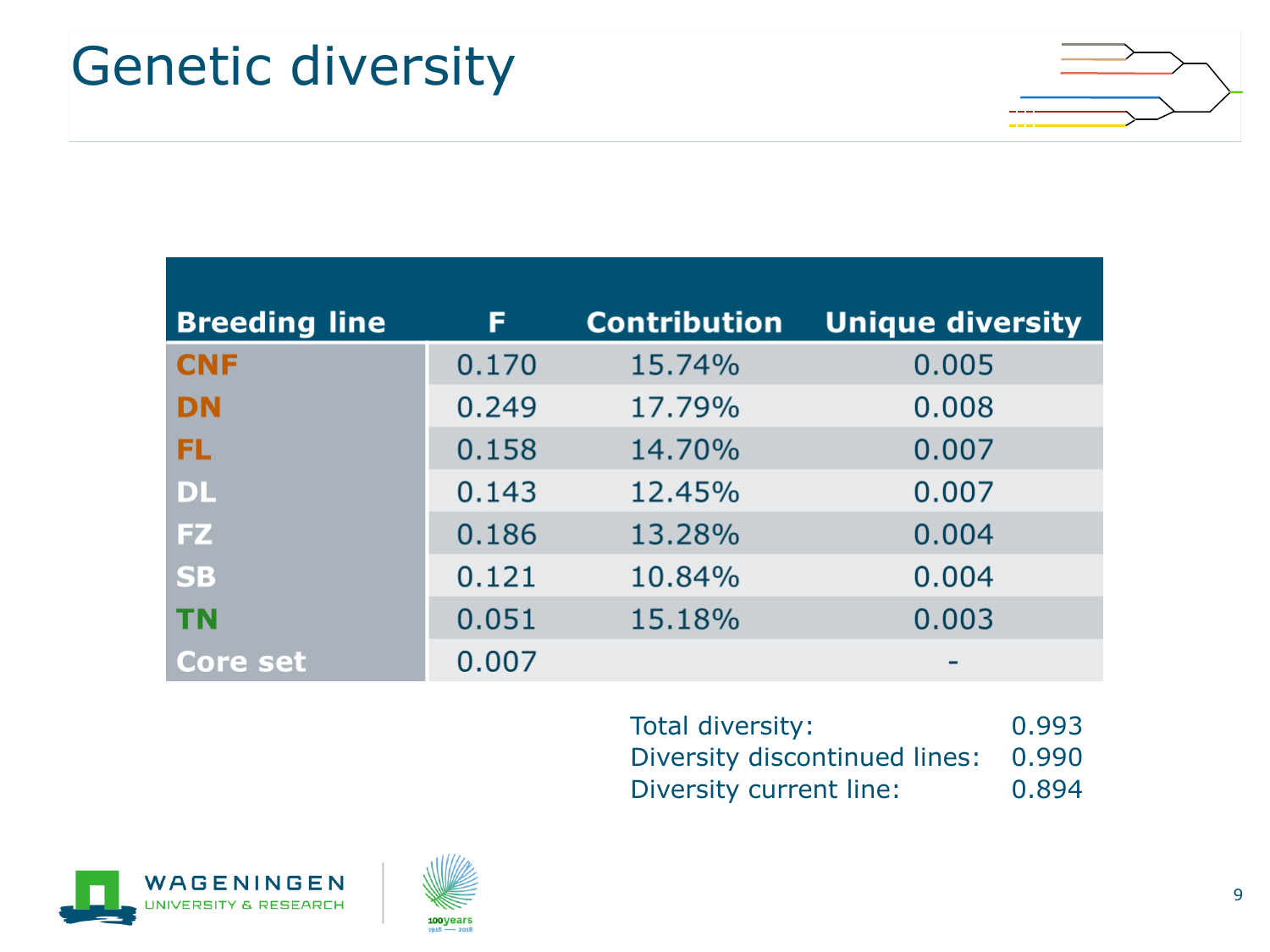# Genetic diversity

| Breeding line | F | Contribution | Unique diversity |
|---|---|---|---|
| CNF | 0.170 | 15.74% | 0.005 |
| DN | 0.249 | 17.79% | 0.008 |
| FL | 0.158 | 14.70% | 0.007 |
| DL | 0.143 | 12.45% | 0.007 |
| FZ | 0.186 | 13.28% | 0.004 |
| SB | 0.121 | 10.84% | 0.004 |
| TN | 0.051 | 15.18% | 0.003 |
| Core set | 0.007 | | - |

| | |
|---|---|
| Total diversity: | 0.993 |
| Diversity discontinued lines: | 0.990 |
| Diversity current line: | 0.894 |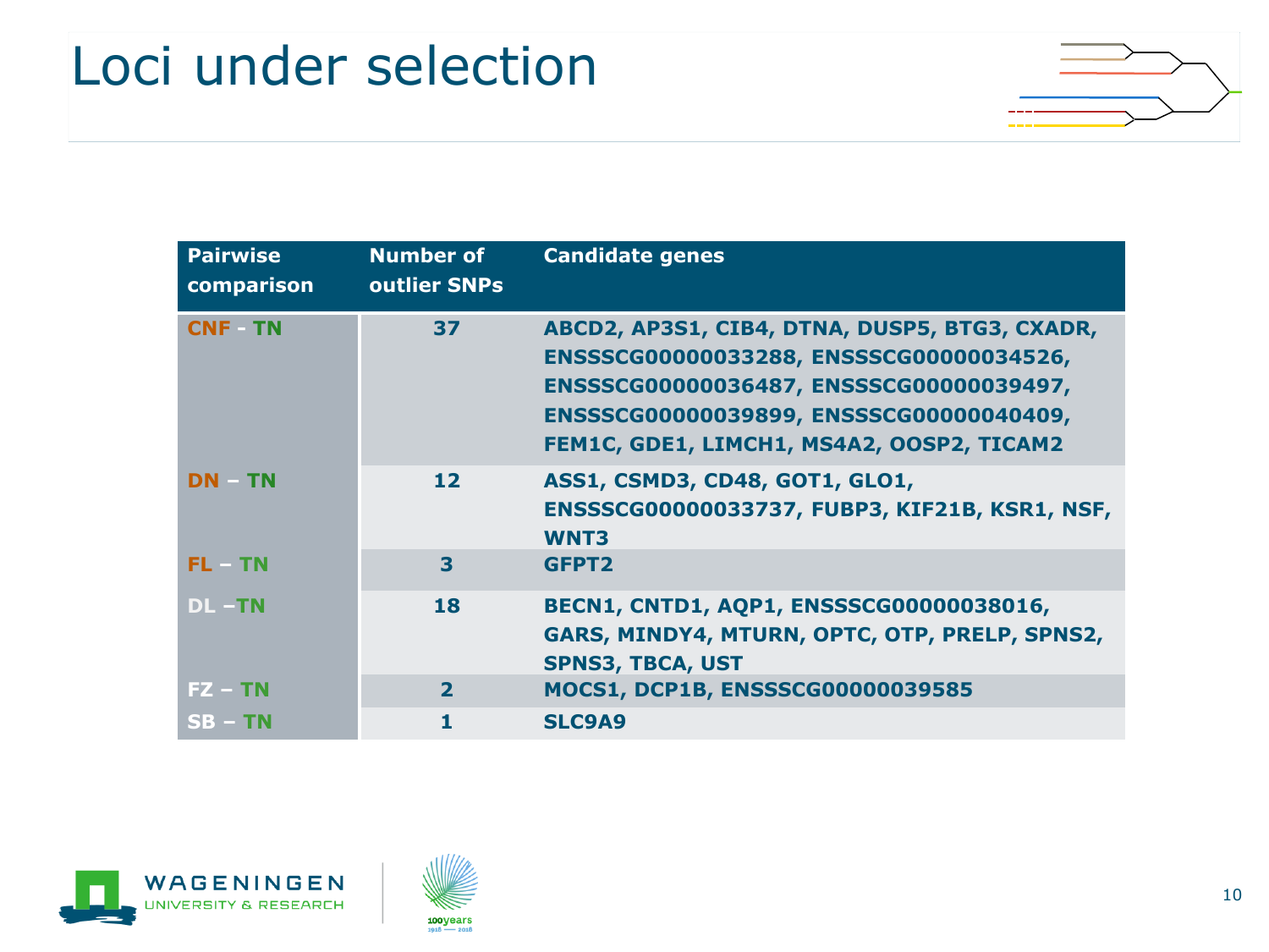# Loci under selection

| Pairwise comparison | Number of outlier SNPs | Candidate genes |
|---|---|---|
| CNF - TN | 37 | ABCD2, AP3S1, CIB4, DTNA, DUSP5, BTG3, CXADR, ENSSSCG00000033288, ENSSSCG00000034526, ENSSSCG00000036487, ENSSSCG00000039497, ENSSSCG00000039899, ENSSSCG00000040409, FEM1C, GDE1, LIMCH1, MS4A2, OOSP2, TICAM2 |
| DN – TN | 12 | ASS1, CSMD3, CD48, GOT1, GLO1, ENSSSCG00000033737, FUBP3, KIF21B, KSR1, NSF, WNT3 |
| FL – TN | 3 | GFPT2 |
| DL –TN | 18 | BECN1, CNTD1, AQP1, ENSSSCG00000038016, GARS, MINDY4, MTURN, OPTC, OTP, PRELP, SPNS2, SPNS3, TBCA, UST |
| FZ – TN | 2 | MOCS1, DCP1B, ENSSSCG00000039585 |
| SB – TN | 1 | SLC9A9 |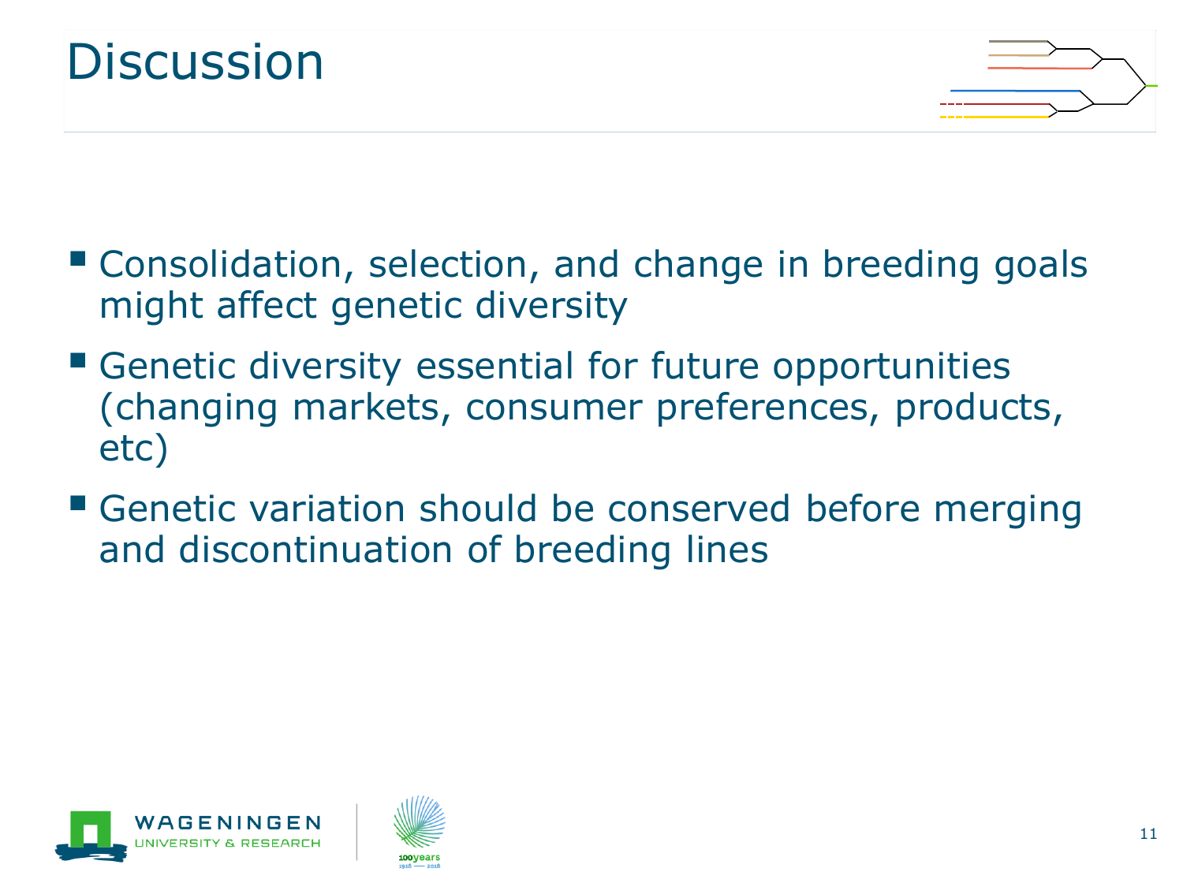# Discussion

- Consolidation, selection, and change in breeding goals might affect genetic diversity
- Genetic diversity essential for future opportunities (changing markets, consumer preferences, products, etc)
- Genetic variation should be conserved before merging and discontinuation of breeding lines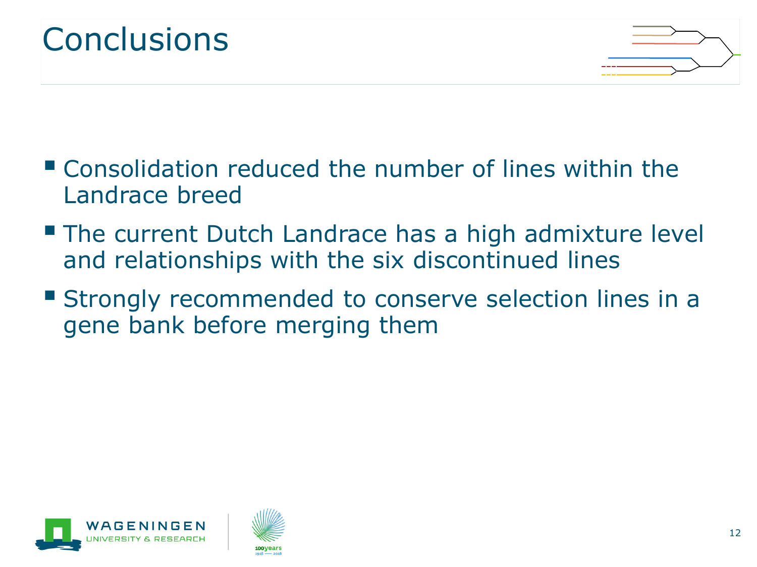# Conclusions

- Consolidation reduced the number of lines within the Landrace breed
- The current Dutch Landrace has a high admixture level and relationships with the six discontinued lines
- Strongly recommended to conserve selection lines in a gene bank before merging them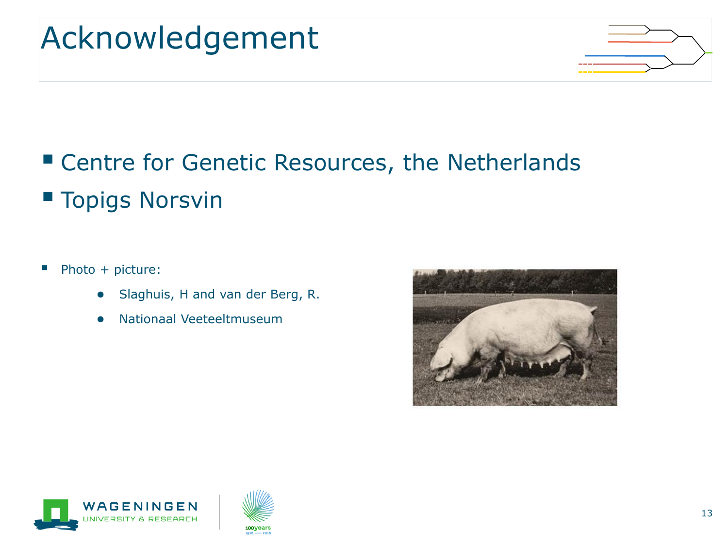# Acknowledgement

- Centre for Genetic Resources, the Netherlands
- Topigs Norsvin

- Photo + picture:
  - Slaghuis, H and van der Berg, R.
  - Nationaal Veeteeltmuseum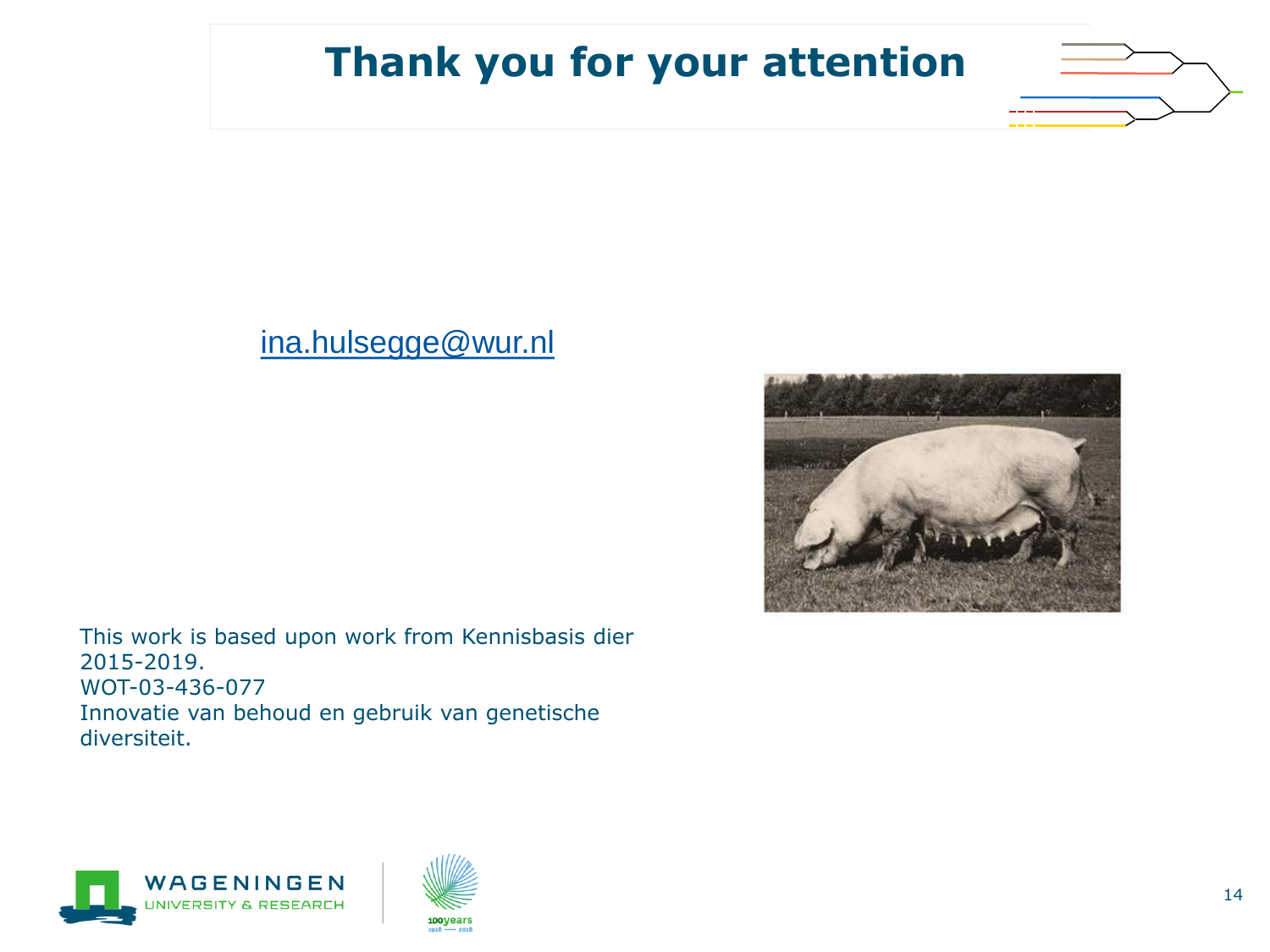# Thank you for your attention

ina.hulsegge@wur.nl

This work is based upon work from Kennisbasis dier 2015-2019.
WOT-03-436-077
Innovatie van behoud en gebruik van genetische diversiteit.